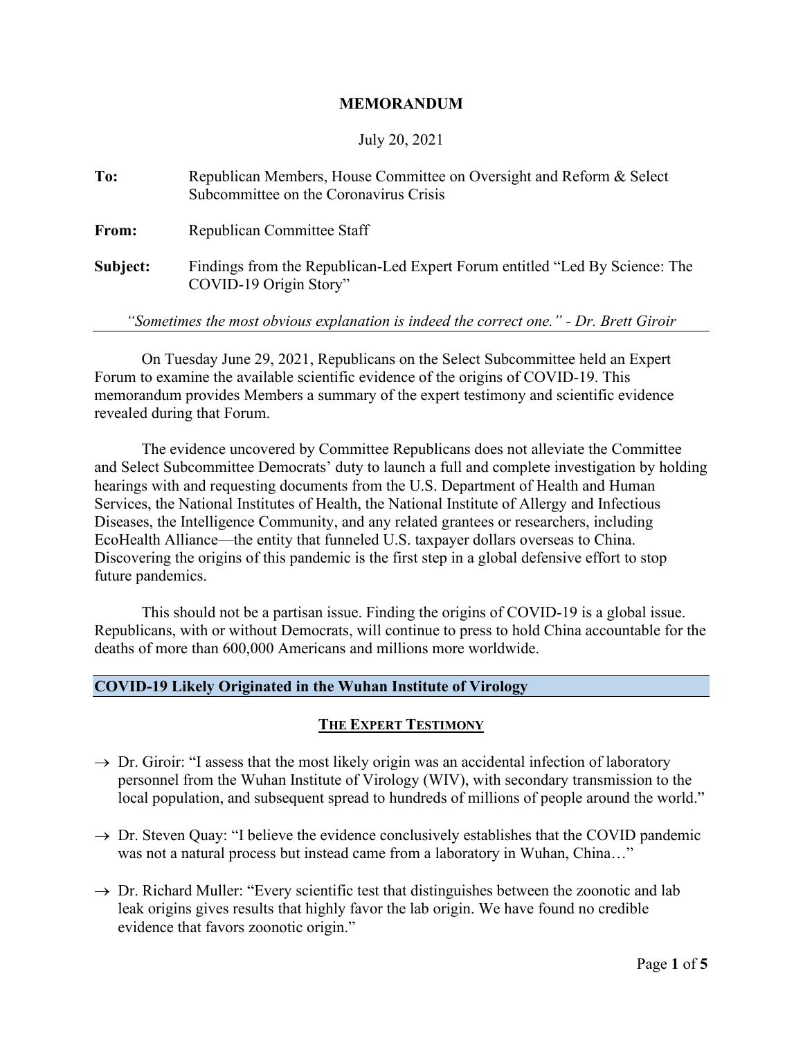# MEMORANDUM

July 20, 2021

**To:** Republican Members, House Committee on Oversight and Reform & Select Subcommittee on the Coronavirus Crisis

**From:** Republican Committee Staff

**Subject:** Findings from the Republican-Led Expert Forum entitled "Led By Science: The COVID-19 Origin Story"

*"Sometimes the most obvious explanation is indeed the correct one." - Dr. Brett Giroir*

---

On Tuesday June 29, 2021, Republicans on the Select Subcommittee held an Expert Forum to examine the available scientific evidence of the origins of COVID-19. This memorandum provides Members a summary of the expert testimony and scientific evidence revealed during that Forum.

The evidence uncovered by Committee Republicans does not alleviate the Committee and Select Subcommittee Democrats' duty to launch a full and complete investigation by holding hearings with and requesting documents from the U.S. Department of Health and Human Services, the National Institutes of Health, the National Institute of Allergy and Infectious Diseases, the Intelligence Community, and any related grantees or researchers, including EcoHealth Alliance—the entity that funneled U.S. taxpayer dollars overseas to China. Discovering the origins of this pandemic is the first step in a global defensive effort to stop future pandemics.

This should not be a partisan issue. Finding the origins of COVID-19 is a global issue. Republicans, with or without Democrats, will continue to press to hold China accountable for the deaths of more than 600,000 Americans and millions more worldwide.

## COVID-19 Likely Originated in the Wuhan Institute of Virology

### THE EXPERT TESTIMONY

- → Dr. Giroir: "I assess that the most likely origin was an accidental infection of laboratory personnel from the Wuhan Institute of Virology (WIV), with secondary transmission to the local population, and subsequent spread to hundreds of millions of people around the world."
- → Dr. Steven Quay: "I believe the evidence conclusively establishes that the COVID pandemic was not a natural process but instead came from a laboratory in Wuhan, China…"
- → Dr. Richard Muller: "Every scientific test that distinguishes between the zoonotic and lab leak origins gives results that highly favor the lab origin. We have found no credible evidence that favors zoonotic origin."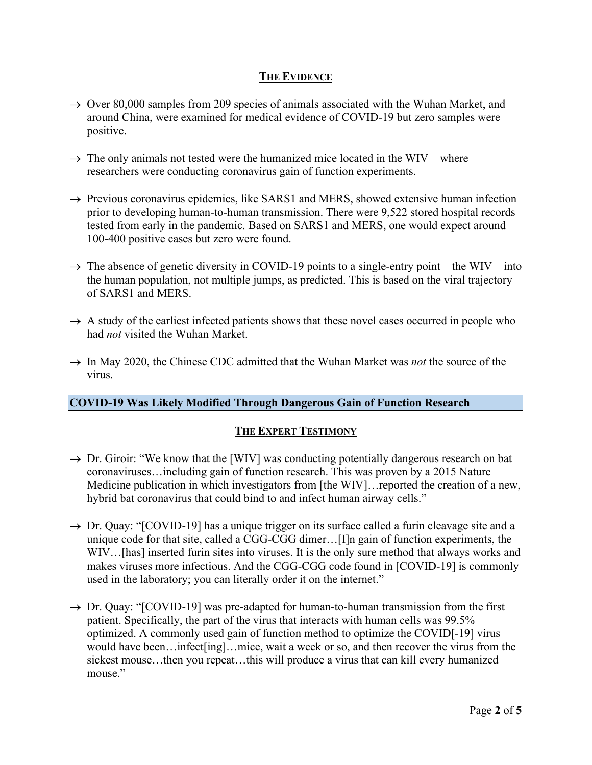## THE EVIDENCE

- → Over 80,000 samples from 209 species of animals associated with the Wuhan Market, and around China, were examined for medical evidence of COVID-19 but zero samples were positive.

- → The only animals not tested were the humanized mice located in the WIV—where researchers were conducting coronavirus gain of function experiments.

- → Previous coronavirus epidemics, like SARS1 and MERS, showed extensive human infection prior to developing human-to-human transmission. There were 9,522 stored hospital records tested from early in the pandemic. Based on SARS1 and MERS, one would expect around 100-400 positive cases but zero were found.

- → The absence of genetic diversity in COVID-19 points to a single-entry point—the WIV—into the human population, not multiple jumps, as predicted. This is based on the viral trajectory of SARS1 and MERS.

- → A study of the earliest infected patients shows that these novel cases occurred in people who had *not* visited the Wuhan Market.

- → In May 2020, the Chinese CDC admitted that the Wuhan Market was *not* the source of the virus.

## COVID-19 Was Likely Modified Through Dangerous Gain of Function Research

## THE EXPERT TESTIMONY

- → Dr. Giroir: "We know that the [WIV] was conducting potentially dangerous research on bat coronaviruses…including gain of function research. This was proven by a 2015 Nature Medicine publication in which investigators from [the WIV]…reported the creation of a new, hybrid bat coronavirus that could bind to and infect human airway cells."

- → Dr. Quay: "[COVID-19] has a unique trigger on its surface called a furin cleavage site and a unique code for that site, called a CGG-CGG dimer…[I]n gain of function experiments, the WIV…[has] inserted furin sites into viruses. It is the only sure method that always works and makes viruses more infectious. And the CGG-CGG code found in [COVID-19] is commonly used in the laboratory; you can literally order it on the internet."

- → Dr. Quay: "[COVID-19] was pre-adapted for human-to-human transmission from the first patient. Specifically, the part of the virus that interacts with human cells was 99.5% optimized. A commonly used gain of function method to optimize the COVID[-19] virus would have been…infect[ing]…mice, wait a week or so, and then recover the virus from the sickest mouse…then you repeat…this will produce a virus that can kill every humanized mouse."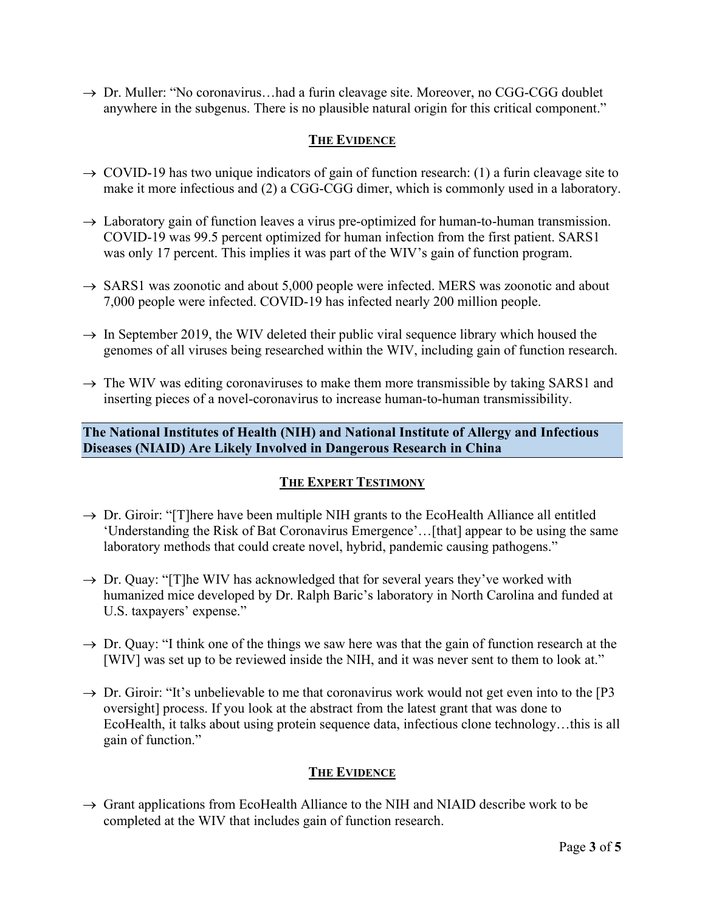→ Dr. Muller: "No coronavirus…had a furin cleavage site. Moreover, no CGG-CGG doublet anywhere in the subgenus. There is no plausible natural origin for this critical component."

**<u>THE EVIDENCE</u>**

→ COVID-19 has two unique indicators of gain of function research: (1) a furin cleavage site to make it more infectious and (2) a CGG-CGG dimer, which is commonly used in a laboratory.

→ Laboratory gain of function leaves a virus pre-optimized for human-to-human transmission. COVID-19 was 99.5 percent optimized for human infection from the first patient. SARS1 was only 17 percent. This implies it was part of the WIV's gain of function program.

→ SARS1 was zoonotic and about 5,000 people were infected. MERS was zoonotic and about 7,000 people were infected. COVID-19 has infected nearly 200 million people.

→ In September 2019, the WIV deleted their public viral sequence library which housed the genomes of all viruses being researched within the WIV, including gain of function research.

→ The WIV was editing coronaviruses to make them more transmissible by taking SARS1 and inserting pieces of a novel-coronavirus to increase human-to-human transmissibility.

## The National Institutes of Health (NIH) and National Institute of Allergy and Infectious Diseases (NIAID) Are Likely Involved in Dangerous Research in China

**<u>THE EXPERT TESTIMONY</u>**

→ Dr. Giroir: "[T]here have been multiple NIH grants to the EcoHealth Alliance all entitled 'Understanding the Risk of Bat Coronavirus Emergence'…[that] appear to be using the same laboratory methods that could create novel, hybrid, pandemic causing pathogens."

→ Dr. Quay: "[T]he WIV has acknowledged that for several years they've worked with humanized mice developed by Dr. Ralph Baric's laboratory in North Carolina and funded at U.S. taxpayers' expense."

→ Dr. Quay: "I think one of the things we saw here was that the gain of function research at the [WIV] was set up to be reviewed inside the NIH, and it was never sent to them to look at."

→ Dr. Giroir: "It's unbelievable to me that coronavirus work would not get even into to the [P3 oversight] process. If you look at the abstract from the latest grant that was done to EcoHealth, it talks about using protein sequence data, infectious clone technology…this is all gain of function."

**<u>THE EVIDENCE</u>**

→ Grant applications from EcoHealth Alliance to the NIH and NIAID describe work to be completed at the WIV that includes gain of function research.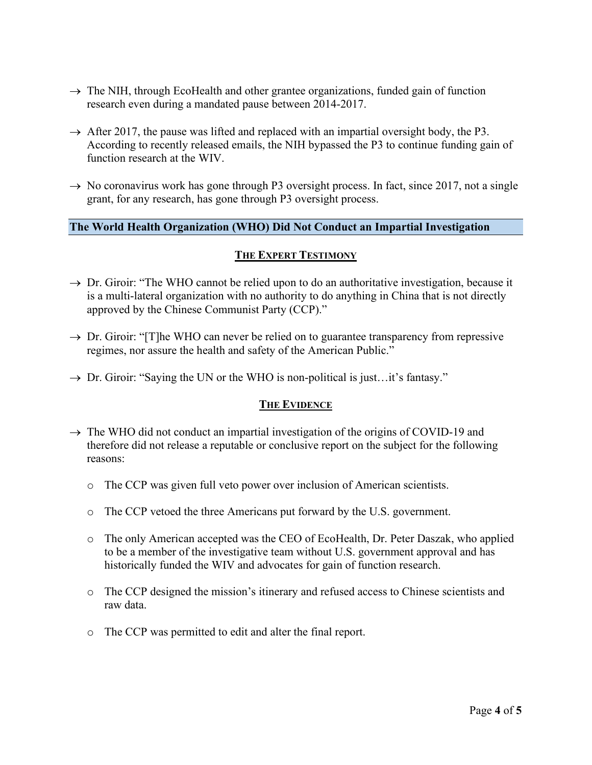- → The NIH, through EcoHealth and other grantee organizations, funded gain of function research even during a mandated pause between 2014-2017.

- → After 2017, the pause was lifted and replaced with an impartial oversight body, the P3. According to recently released emails, the NIH bypassed the P3 to continue funding gain of function research at the WIV.

- → No coronavirus work has gone through P3 oversight process. In fact, since 2017, not a single grant, for any research, has gone through P3 oversight process.

## The World Health Organization (WHO) Did Not Conduct an Impartial Investigation

### THE EXPERT TESTIMONY

- → Dr. Giroir: "The WHO cannot be relied upon to do an authoritative investigation, because it is a multi-lateral organization with no authority to do anything in China that is not directly approved by the Chinese Communist Party (CCP)."

- → Dr. Giroir: "[T]he WHO can never be relied on to guarantee transparency from repressive regimes, nor assure the health and safety of the American Public."

- → Dr. Giroir: "Saying the UN or the WHO is non-political is just…it's fantasy."

### THE EVIDENCE

- → The WHO did not conduct an impartial investigation of the origins of COVID-19 and therefore did not release a reputable or conclusive report on the subject for the following reasons:

  - The CCP was given full veto power over inclusion of American scientists.

  - The CCP vetoed the three Americans put forward by the U.S. government.

  - The only American accepted was the CEO of EcoHealth, Dr. Peter Daszak, who applied to be a member of the investigative team without U.S. government approval and has historically funded the WIV and advocates for gain of function research.

  - The CCP designed the mission's itinerary and refused access to Chinese scientists and raw data.

  - The CCP was permitted to edit and alter the final report.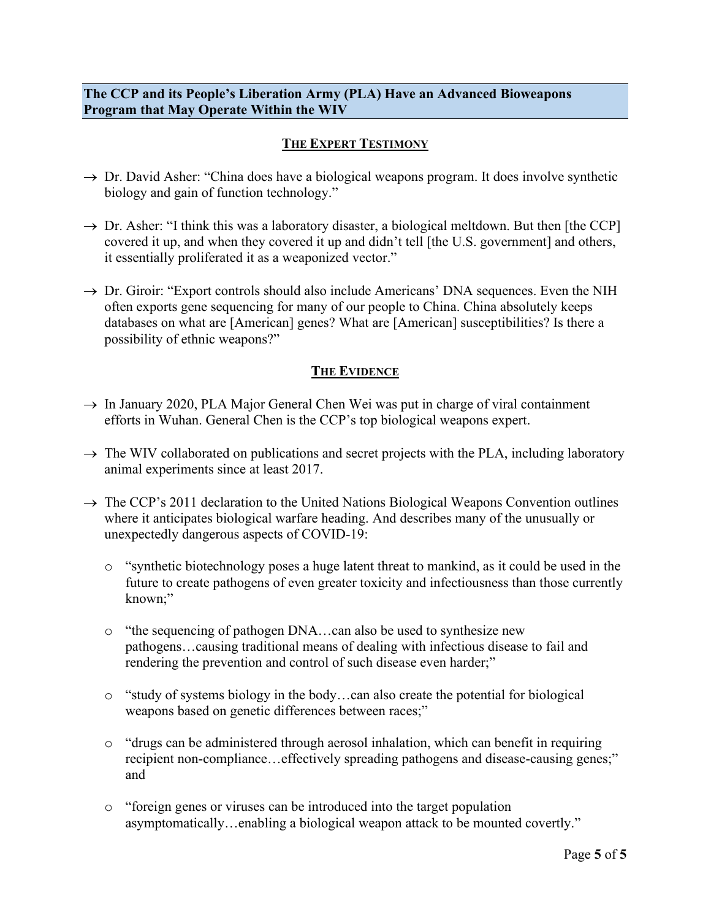**The CCP and its People's Liberation Army (PLA) Have an Advanced Bioweapons Program that May Operate Within the WIV**

## THE EXPERT TESTIMONY

→ Dr. David Asher: "China does have a biological weapons program. It does involve synthetic biology and gain of function technology."

→ Dr. Asher: "I think this was a laboratory disaster, a biological meltdown. But then [the CCP] covered it up, and when they covered it up and didn't tell [the U.S. government] and others, it essentially proliferated it as a weaponized vector."

→ Dr. Giroir: "Export controls should also include Americans' DNA sequences. Even the NIH often exports gene sequencing for many of our people to China. China absolutely keeps databases on what are [American] genes? What are [American] susceptibilities? Is there a possibility of ethnic weapons?"

## THE EVIDENCE

→ In January 2020, PLA Major General Chen Wei was put in charge of viral containment efforts in Wuhan. General Chen is the CCP's top biological weapons expert.

→ The WIV collaborated on publications and secret projects with the PLA, including laboratory animal experiments since at least 2017.

→ The CCP's 2011 declaration to the United Nations Biological Weapons Convention outlines where it anticipates biological warfare heading. And describes many of the unusually or unexpectedly dangerous aspects of COVID-19:

- "synthetic biotechnology poses a huge latent threat to mankind, as it could be used in the future to create pathogens of even greater toxicity and infectiousness than those currently known;"
- "the sequencing of pathogen DNA…can also be used to synthesize new pathogens…causing traditional means of dealing with infectious disease to fail and rendering the prevention and control of such disease even harder;"
- "study of systems biology in the body…can also create the potential for biological weapons based on genetic differences between races;"
- "drugs can be administered through aerosol inhalation, which can benefit in requiring recipient non-compliance…effectively spreading pathogens and disease-causing genes;" and
- "foreign genes or viruses can be introduced into the target population asymptomatically…enabling a biological weapon attack to be mounted covertly."